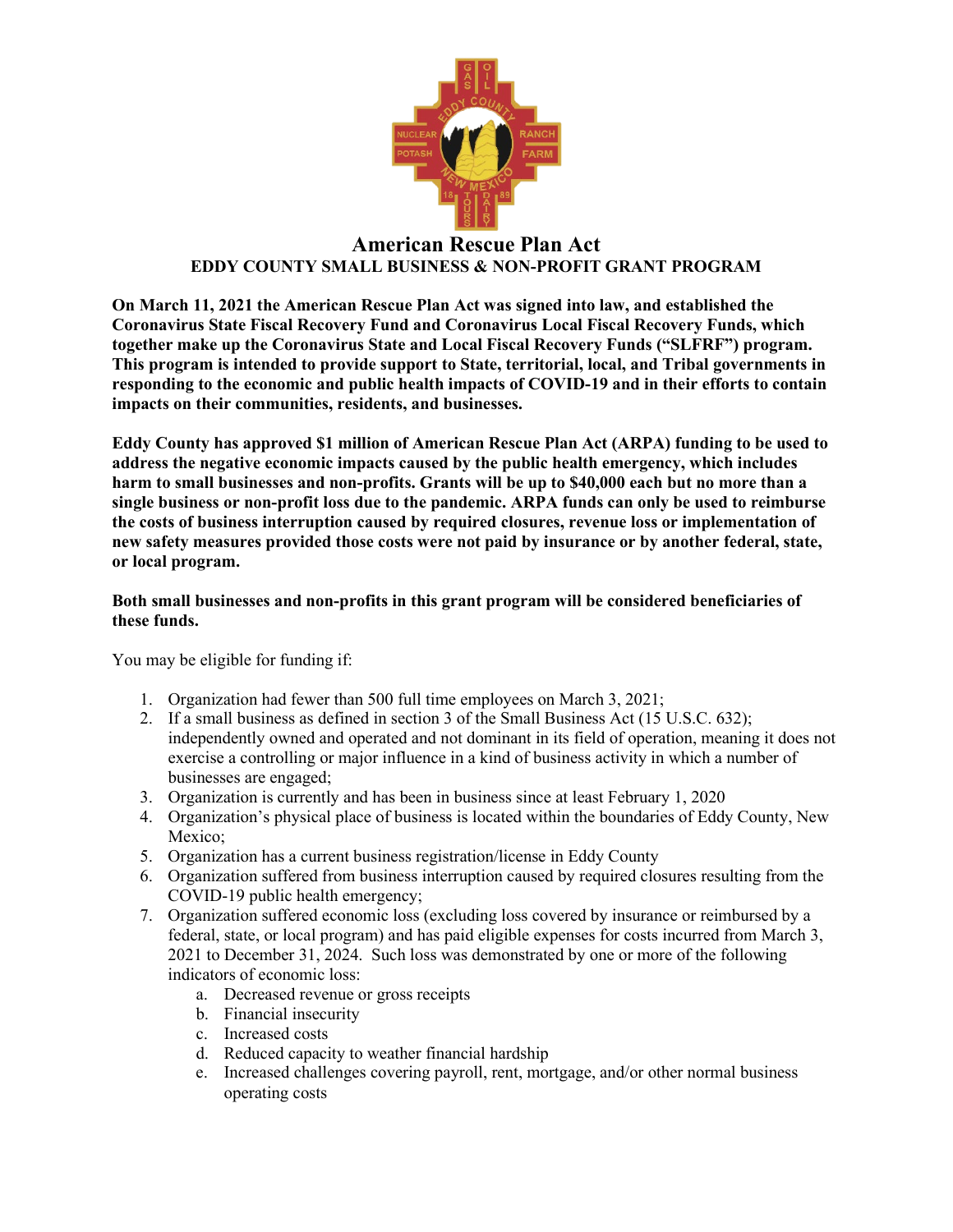# American Rescue Plan Act

## EDDY COUNTY SMALL BUSINESS & NON-PROFIT GRANT PROGRAM

**On March 11, 2021 the American Rescue Plan Act was signed into law, and established the Coronavirus State Fiscal Recovery Fund and Coronavirus Local Fiscal Recovery Funds, which together make up the Coronavirus State and Local Fiscal Recovery Funds ("SLFRF") program. This program is intended to provide support to State, territorial, local, and Tribal governments in responding to the economic and public health impacts of COVID-19 and in their efforts to contain impacts on their communities, residents, and businesses.**

**Eddy County has approved $1 million of American Rescue Plan Act (ARPA) funding to be used to address the negative economic impacts caused by the public health emergency, which includes harm to small businesses and non-profits. Grants will be up to $40,000 each but no more than a single business or non-profit loss due to the pandemic. ARPA funds can only be used to reimburse the costs of business interruption caused by required closures, revenue loss or implementation of new safety measures provided those costs were not paid by insurance or by another federal, state, or local program.**

**Both small businesses and non-profits in this grant program will be considered beneficiaries of these funds.**

You may be eligible for funding if:

1. Organization had fewer than 500 full time employees on March 3, 2021;
2. If a small business as defined in section 3 of the Small Business Act (15 U.S.C. 632); independently owned and operated and not dominant in its field of operation, meaning it does not exercise a controlling or major influence in a kind of business activity in which a number of businesses are engaged;
3. Organization is currently and has been in business since at least February 1, 2020
4. Organization's physical place of business is located within the boundaries of Eddy County, New Mexico;
5. Organization has a current business registration/license in Eddy County
6. Organization suffered from business interruption caused by required closures resulting from the COVID-19 public health emergency;
7. Organization suffered economic loss (excluding loss covered by insurance or reimbursed by a federal, state, or local program) and has paid eligible expenses for costs incurred from March 3, 2021 to December 31, 2024. Such loss was demonstrated by one or more of the following indicators of economic loss:
   a. Decreased revenue or gross receipts
   b. Financial insecurity
   c. Increased costs
   d. Reduced capacity to weather financial hardship
   e. Increased challenges covering payroll, rent, mortgage, and/or other normal business operating costs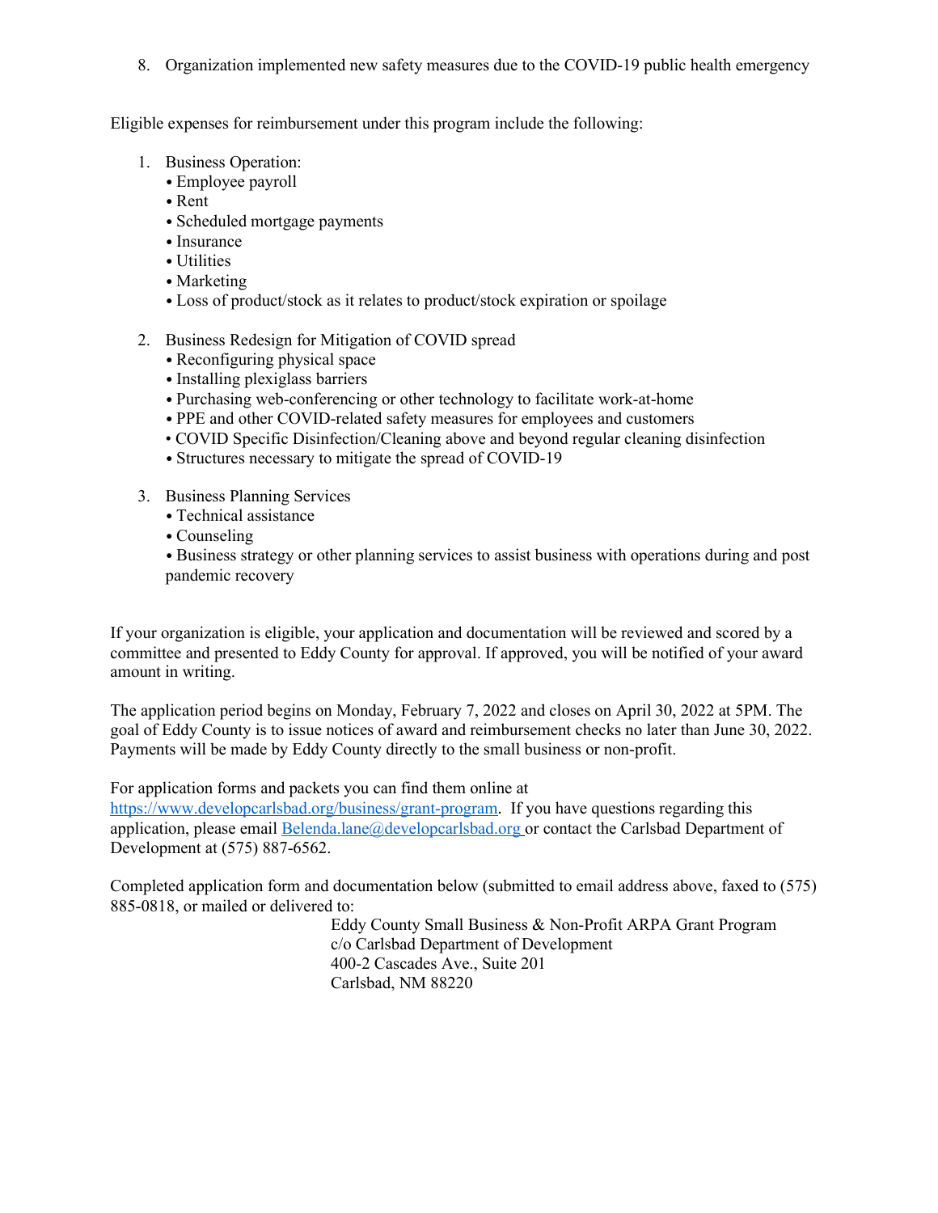8. Organization implemented new safety measures due to the COVID-19 public health emergency

Eligible expenses for reimbursement under this program include the following:

1. Business Operation:
   - Employee payroll
   - Rent
   - Scheduled mortgage payments
   - Insurance
   - Utilities
   - Marketing
   - Loss of product/stock as it relates to product/stock expiration or spoilage

2. Business Redesign for Mitigation of COVID spread
   - Reconfiguring physical space
   - Installing plexiglass barriers
   - Purchasing web-conferencing or other technology to facilitate work-at-home
   - PPE and other COVID-related safety measures for employees and customers
   - COVID Specific Disinfection/Cleaning above and beyond regular cleaning disinfection
   - Structures necessary to mitigate the spread of COVID-19

3. Business Planning Services
   - Technical assistance
   - Counseling
   - Business strategy or other planning services to assist business with operations during and post pandemic recovery

If your organization is eligible, your application and documentation will be reviewed and scored by a committee and presented to Eddy County for approval. If approved, you will be notified of your award amount in writing.

The application period begins on Monday, February 7, 2022 and closes on April 30, 2022 at 5PM. The goal of Eddy County is to issue notices of award and reimbursement checks no later than June 30, 2022. Payments will be made by Eddy County directly to the small business or non-profit.

For application forms and packets you can find them online at https://www.developcarlsbad.org/business/grant-program. If you have questions regarding this application, please email Belenda.lane@developcarlsbad.org or contact the Carlsbad Department of Development at (575) 887-6562.

Completed application form and documentation below (submitted to email address above, faxed to (575) 885-0818, or mailed or delivered to:

Eddy County Small Business & Non-Profit ARPA Grant Program
c/o Carlsbad Department of Development
400-2 Cascades Ave., Suite 201
Carlsbad, NM 88220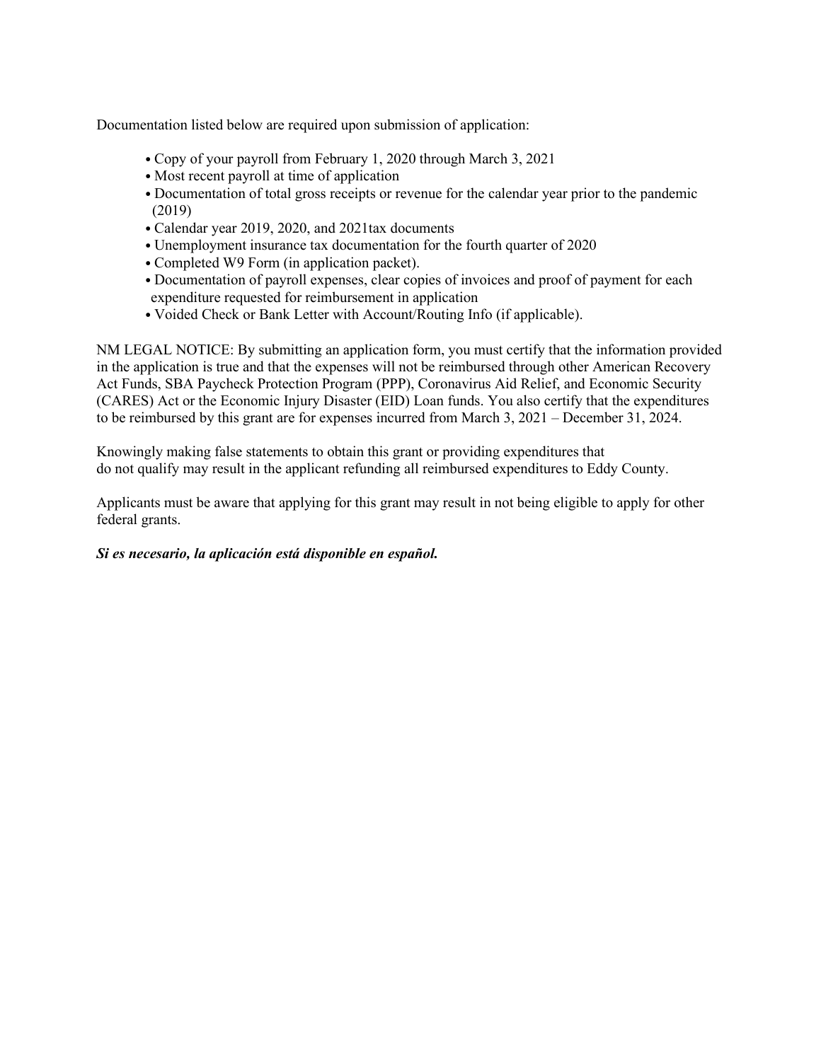Documentation listed below are required upon submission of application:

- Copy of your payroll from February 1, 2020 through March 3, 2021
- Most recent payroll at time of application
- Documentation of total gross receipts or revenue for the calendar year prior to the pandemic (2019)
- Calendar year 2019, 2020, and 2021tax documents
- Unemployment insurance tax documentation for the fourth quarter of 2020
- Completed W9 Form (in application packet).
- Documentation of payroll expenses, clear copies of invoices and proof of payment for each expenditure requested for reimbursement in application
- Voided Check or Bank Letter with Account/Routing Info (if applicable).

NM LEGAL NOTICE: By submitting an application form, you must certify that the information provided in the application is true and that the expenses will not be reimbursed through other American Recovery Act Funds, SBA Paycheck Protection Program (PPP), Coronavirus Aid Relief, and Economic Security (CARES) Act or the Economic Injury Disaster (EID) Loan funds. You also certify that the expenditures to be reimbursed by this grant are for expenses incurred from March 3, 2021 – December 31, 2024.

Knowingly making false statements to obtain this grant or providing expenditures that do not qualify may result in the applicant refunding all reimbursed expenditures to Eddy County.

Applicants must be aware that applying for this grant may result in not being eligible to apply for other federal grants.

***Si es necesario, la aplicación está disponible en español.***